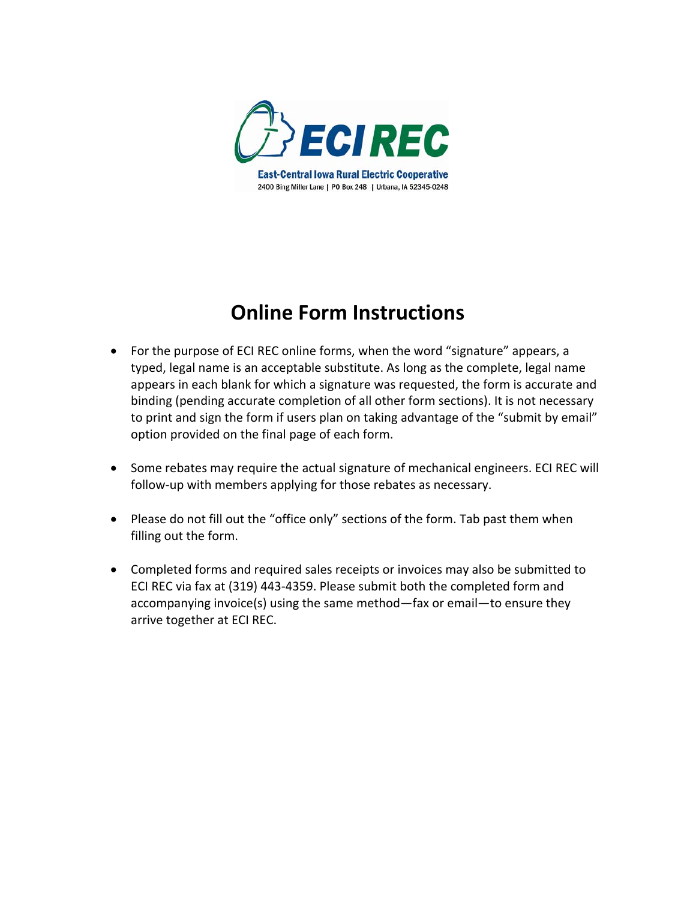**ECI REC**

**East-Central Iowa Rural Electric Cooperative**

2400 Bing Miller Lane | PO Box 248 | Urbana, IA 52345-0248

# Online Form Instructions

- For the purpose of ECI REC online forms, when the word "signature" appears, a typed, legal name is an acceptable substitute. As long as the complete, legal name appears in each blank for which a signature was requested, the form is accurate and binding (pending accurate completion of all other form sections). It is not necessary to print and sign the form if users plan on taking advantage of the "submit by email" option provided on the final page of each form.

- Some rebates may require the actual signature of mechanical engineers. ECI REC will follow-up with members applying for those rebates as necessary.

- Please do not fill out the "office only" sections of the form. Tab past them when filling out the form.

- Completed forms and required sales receipts or invoices may also be submitted to ECI REC via fax at (319) 443-4359. Please submit both the completed form and accompanying invoice(s) using the same method—fax or email—to ensure they arrive together at ECI REC.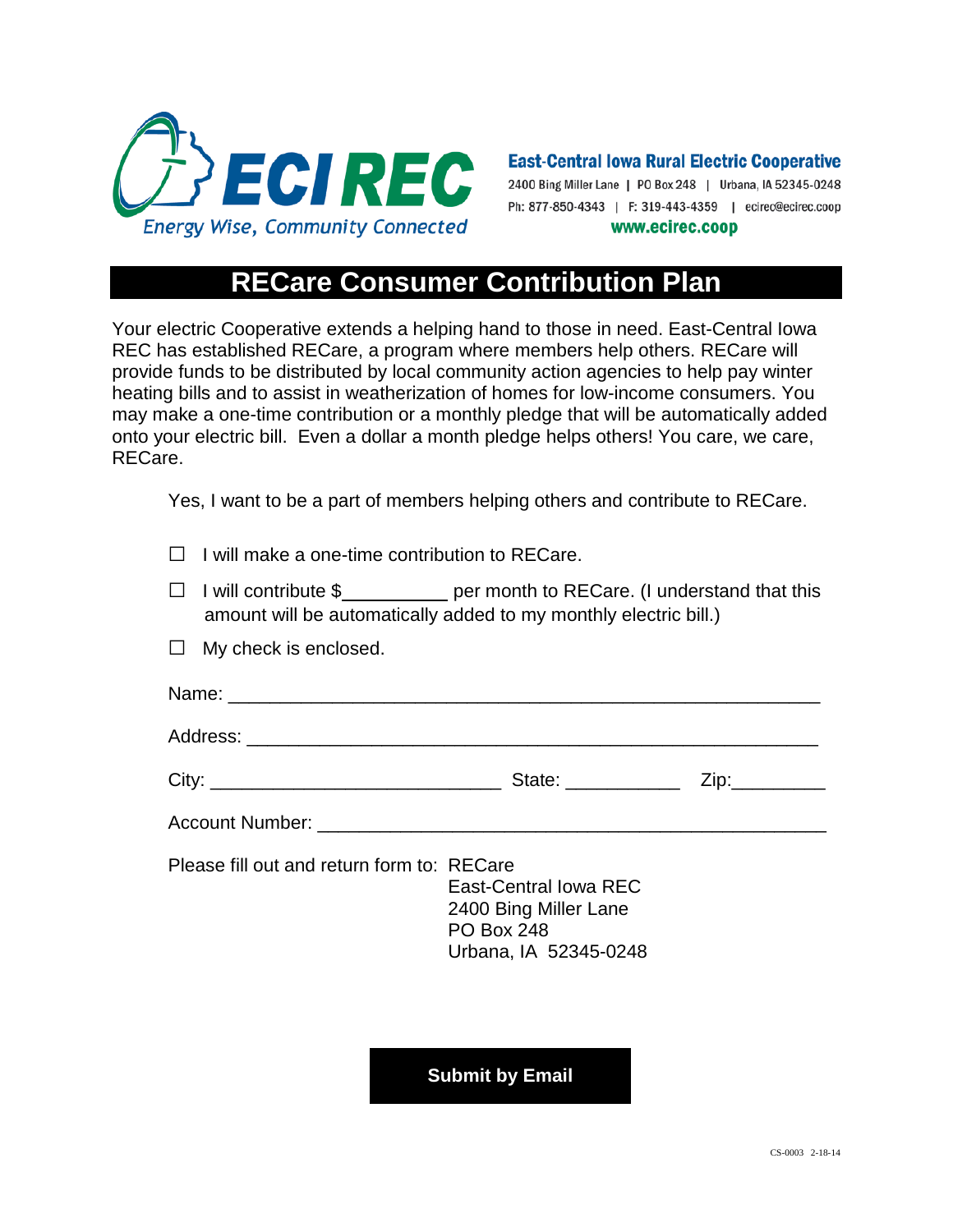**ECIREC**

*Energy Wise, Community Connected*

**East-Central Iowa Rural Electric Cooperative**

2400 Bing Miller Lane | PO Box 248 | Urbana, IA 52345-0248

Ph: 877-850-4343 | F: 319-443-4359 | ecirec@ecirec.coop

**www.ecirec.coop**

# RECare Consumer Contribution Plan

Your electric Cooperative extends a helping hand to those in need. East-Central Iowa REC has established RECare, a program where members help others. RECare will provide funds to be distributed by local community action agencies to help pay winter heating bills and to assist in weatherization of homes for low-income consumers. You may make a one-time contribution or a monthly pledge that will be automatically added onto your electric bill. Even a dollar a month pledge helps others! You care, we care, RECare.

Yes, I want to be a part of members helping others and contribute to RECare.

☐ I will make a one-time contribution to RECare.

☐ I will contribute $__________ per month to RECare. (I understand that this amount will be automatically added to my monthly electric bill.)

☐ My check is enclosed.

Name: ____________________________________________________________

Address: __________________________________________________________

City: ____________________________ State: ___________ Zip:_________

Account Number: ___________________________________________________

Please fill out and return form to: RECare
East-Central Iowa REC
2400 Bing Miller Lane
PO Box 248
Urbana, IA 52345-0248

**Submit by Email**

CS-0003 2-18-14